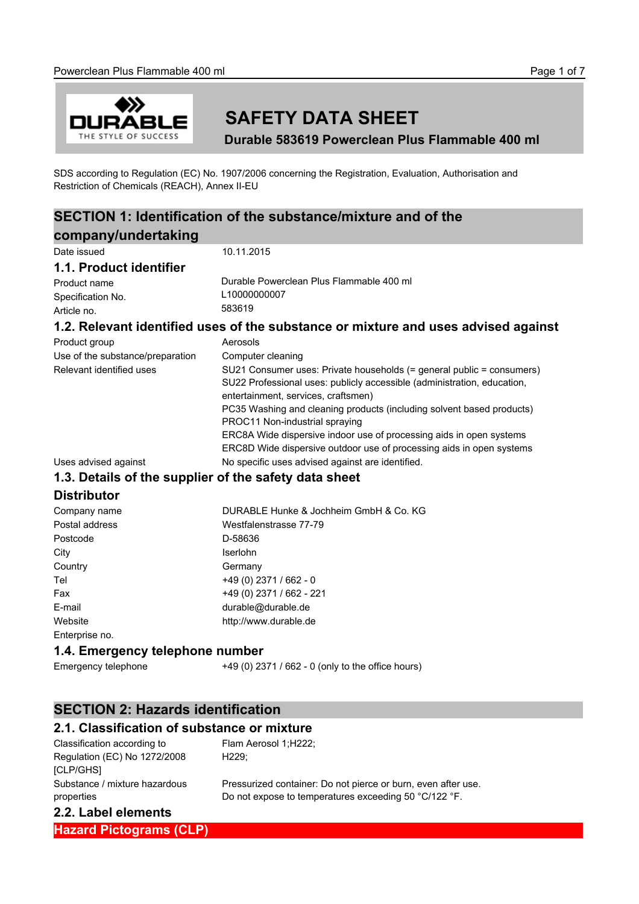# SAFETY DATA SHEET

**Durable 583619 Powerclean Plus Flammable 400 ml**

SDS according to Regulation (EC) No. 1907/2006 concerning the Registration, Evaluation, Authorisation and Restriction of Chemicals (REACH), Annex II-EU

## SECTION 1: Identification of the substance/mixture and of the company/undertaking

| | |
|---|---|
| Date issued | 10.11.2015 |

### 1.1. Product identifier

| | |
|---|---|
| Product name | Durable Powerclean Plus Flammable 400 ml |
| Specification No. | L10000000007 |
| Article no. | 583619 |

### 1.2. Relevant identified uses of the substance or mixture and uses advised against

| | |
|---|---|
| Product group | Aerosols |
| Use of the substance/preparation | Computer cleaning |
| Relevant identified uses | SU21 Consumer uses: Private households (= general public = consumers)<br>SU22 Professional uses: publicly accessible (administration, education, entertainment, services, craftsmen)<br>PC35 Washing and cleaning products (including solvent based products)<br>PROC11 Non-industrial spraying<br>ERC8A Wide dispersive indoor use of processing aids in open systems<br>ERC8D Wide dispersive outdoor use of processing aids in open systems |
| Uses advised against | No specific uses advised against are identified. |

### 1.3. Details of the supplier of the safety data sheet

### Distributor

| | |
|---|---|
| Company name | DURABLE Hunke & Jochheim GmbH & Co. KG |
| Postal address | Westfalenstrasse 77-79 |
| Postcode | D-58636 |
| City | Iserlohn |
| Country | Germany |
| Tel | +49 (0) 2371 / 662 - 0 |
| Fax | +49 (0) 2371 / 662 - 221 |
| E-mail | durable@durable.de |
| Website | http://www.durable.de |
| Enterprise no. | |

### 1.4. Emergency telephone number

| | |
|---|---|
| Emergency telephone | +49 (0) 2371 / 662 - 0 (only to the office hours) |

## SECTION 2: Hazards identification

### 2.1. Classification of substance or mixture

| | |
|---|---|
| Classification according to Regulation (EC) No 1272/2008 [CLP/GHS] | Flam Aerosol 1;H222;<br>H229; |
| Substance / mixture hazardous properties | Pressurized container: Do not pierce or burn, even after use.<br>Do not expose to temperatures exceeding 50 °C/122 °F. |

### 2.2. Label elements

**Hazard Pictograms (CLP)**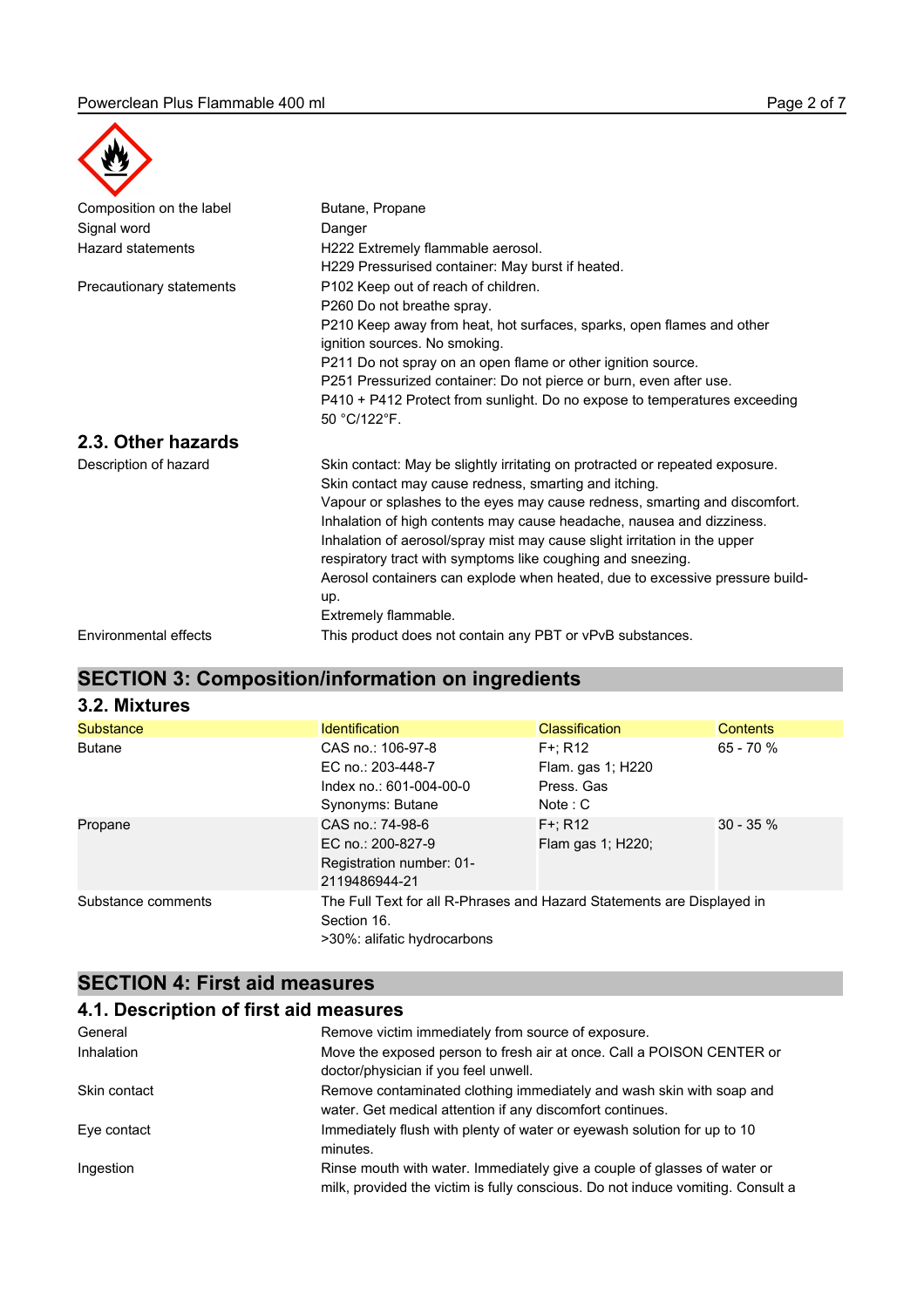| | |
|---|---|
| Composition on the label | Butane, Propane |
| Signal word | Danger |
| Hazard statements | H222 Extremely flammable aerosol.<br>H229 Pressurised container: May burst if heated. |
| Precautionary statements | P102 Keep out of reach of children.<br>P260 Do not breathe spray.<br>P210 Keep away from heat, hot surfaces, sparks, open flames and other ignition sources. No smoking.<br>P211 Do not spray on an open flame or other ignition source.<br>P251 Pressurized container: Do not pierce or burn, even after use.<br>P410 + P412 Protect from sunlight. Do no expose to temperatures exceeding 50 °C/122°F. |

## 2.3. Other hazards

| | |
|---|---|
| Description of hazard | Skin contact: May be slightly irritating on protracted or repeated exposure.<br>Skin contact may cause redness, smarting and itching.<br>Vapour or splashes to the eyes may cause redness, smarting and discomfort.<br>Inhalation of high contents may cause headache, nausea and dizziness.<br>Inhalation of aerosol/spray mist may cause slight irritation in the upper respiratory tract with symptoms like coughing and sneezing.<br>Aerosol containers can explode when heated, due to excessive pressure build-up.<br>Extremely flammable. |
| Environmental effects | This product does not contain any PBT or vPvB substances. |

# SECTION 3: Composition/information on ingredients

## 3.2. Mixtures

| Substance | Identification | Classification | Contents |
|---|---|---|---|
| Butane | CAS no.: 106-97-8<br>EC no.: 203-448-7<br>Index no.: 601-004-00-0<br>Synonyms: Butane | F+; R12<br>Flam. gas 1; H220<br>Press. Gas<br>Note : C | 65 - 70 % |
| Propane | CAS no.: 74-98-6<br>EC no.: 200-827-9<br>Registration number: 01-2119486944-21 | F+; R12<br>Flam gas 1; H220; | 30 - 35 % |

| | |
|---|---|
| Substance comments | The Full Text for all R-Phrases and Hazard Statements are Displayed in Section 16.<br>>30%: alifatic hydrocarbons |

# SECTION 4: First aid measures

## 4.1. Description of first aid measures

| | |
|---|---|
| General | Remove victim immediately from source of exposure. |
| Inhalation | Move the exposed person to fresh air at once. Call a POISON CENTER or doctor/physician if you feel unwell. |
| Skin contact | Remove contaminated clothing immediately and wash skin with soap and water. Get medical attention if any discomfort continues. |
| Eye contact | Immediately flush with plenty of water or eyewash solution for up to 10 minutes. |
| Ingestion | Rinse mouth with water. Immediately give a couple of glasses of water or milk, provided the victim is fully conscious. Do not induce vomiting. Consult a |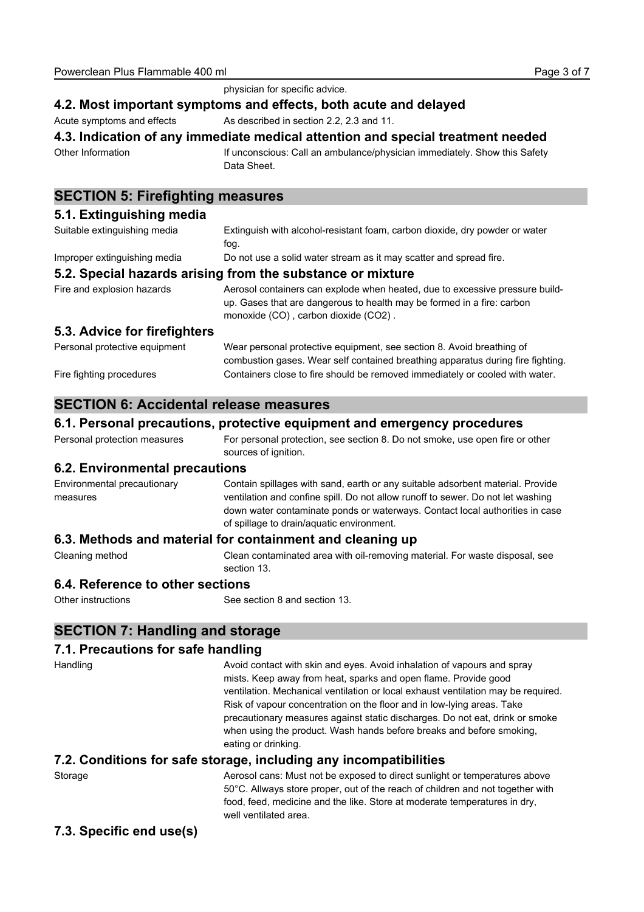physician for specific advice.

### 4.2. Most important symptoms and effects, both acute and delayed

| | |
|---|---|
| Acute symptoms and effects | As described in section 2.2, 2.3 and 11. |

### 4.3. Indication of any immediate medical attention and special treatment needed

| | |
|---|---|
| Other Information | If unconscious: Call an ambulance/physician immediately. Show this Safety Data Sheet. |

## SECTION 5: Firefighting measures

### 5.1. Extinguishing media

| | |
|---|---|
| Suitable extinguishing media | Extinguish with alcohol-resistant foam, carbon dioxide, dry powder or water fog. |
| Improper extinguishing media | Do not use a solid water stream as it may scatter and spread fire. |

### 5.2. Special hazards arising from the substance or mixture

| | |
|---|---|
| Fire and explosion hazards | Aerosol containers can explode when heated, due to excessive pressure build-up. Gases that are dangerous to health may be formed in a fire: carbon monoxide (CO) , carbon dioxide ($CO_2$) . |

### 5.3. Advice for firefighters

| | |
|---|---|
| Personal protective equipment | Wear personal protective equipment, see section 8. Avoid breathing of combustion gases. Wear self contained breathing apparatus during fire fighting. |
| Fire fighting procedures | Containers close to fire should be removed immediately or cooled with water. |

## SECTION 6: Accidental release measures

### 6.1. Personal precautions, protective equipment and emergency procedures

| | |
|---|---|
| Personal protection measures | For personal protection, see section 8. Do not smoke, use open fire or other sources of ignition. |

### 6.2. Environmental precautions

| | |
|---|---|
| Environmental precautionary measures | Contain spillages with sand, earth or any suitable adsorbent material. Provide ventilation and confine spill. Do not allow runoff to sewer. Do not let washing down water contaminate ponds or waterways. Contact local authorities in case of spillage to drain/aquatic environment. |

### 6.3. Methods and material for containment and cleaning up

| | |
|---|---|
| Cleaning method | Clean contaminated area with oil-removing material. For waste disposal, see section 13. |

### 6.4. Reference to other sections

| | |
|---|---|
| Other instructions | See section 8 and section 13. |

## SECTION 7: Handling and storage

### 7.1. Precautions for safe handling

| | |
|---|---|
| Handling | Avoid contact with skin and eyes. Avoid inhalation of vapours and spray mists. Keep away from heat, sparks and open flame. Provide good ventilation. Mechanical ventilation or local exhaust ventilation may be required. Risk of vapour concentration on the floor and in low-lying areas. Take precautionary measures against static discharges. Do not eat, drink or smoke when using the product. Wash hands before breaks and before smoking, eating or drinking. |

### 7.2. Conditions for safe storage, including any incompatibilities

| | |
|---|---|
| Storage | Aerosol cans: Must not be exposed to direct sunlight or temperatures above 50°C. Allways store proper, out of the reach of children and not together with food, feed, medicine and the like. Store at moderate temperatures in dry, well ventilated area. |

### 7.3. Specific end use(s)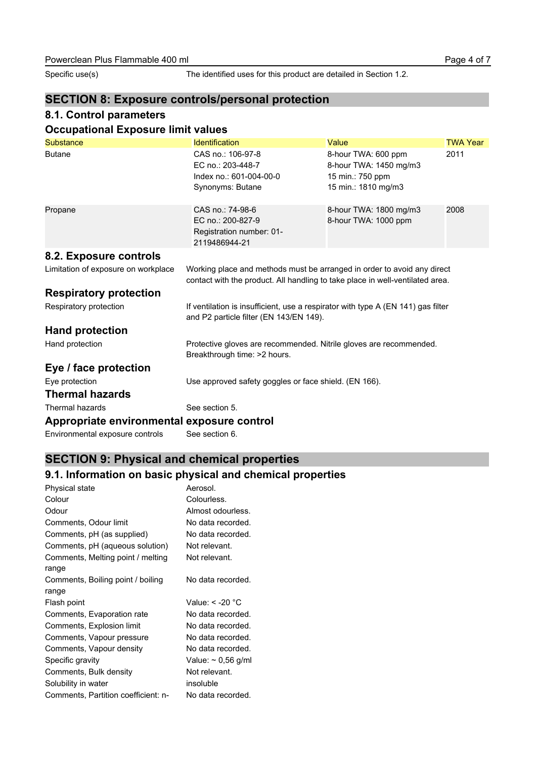Specific use(s) — The identified uses for this product are detailed in Section 1.2.

## SECTION 8: Exposure controls/personal protection

### 8.1. Control parameters

### Occupational Exposure limit values

| Substance | Identification | Value | TWA Year |
| --- | --- | --- | --- |
| Butane | CAS no.: 106-97-8<br>EC no.: 203-448-7<br>Index no.: 601-004-00-0<br>Synonyms: Butane | 8-hour TWA: 600 ppm<br>8-hour TWA: 1450 mg/m3<br>15 min.: 750 ppm<br>15 min.: 1810 mg/m3 | 2011 |
| Propane | CAS no.: 74-98-6<br>EC no.: 200-827-9<br>Registration number: 01-2119486944-21 | 8-hour TWA: 1800 mg/m3<br>8-hour TWA: 1000 ppm | 2008 |

### 8.2. Exposure controls

Limitation of exposure on workplace — Working place and methods must be arranged in order to avoid any direct contact with the product. All handling to take place in well-ventilated area.

### Respiratory protection

Respiratory protection — If ventilation is insufficient, use a respirator with type A (EN 141) gas filter and P2 particle filter (EN 143/EN 149).

### Hand protection

Hand protection — Protective gloves are recommended. Nitrile gloves are recommended. Breakthrough time: >2 hours.

### Eye / face protection

Eye protection — Use approved safety goggles or face shield. (EN 166).

### Thermal hazards

Thermal hazards — See section 5.

### Appropriate environmental exposure control

Environmental exposure controls — See section 6.

## SECTION 9: Physical and chemical properties

### 9.1. Information on basic physical and chemical properties

| | |
| --- | --- |
| Physical state | Aerosol. |
| Colour | Colourless. |
| Odour | Almost odourless. |
| Comments, Odour limit | No data recorded. |
| Comments, pH (as supplied) | No data recorded. |
| Comments, pH (aqueous solution) | Not relevant. |
| Comments, Melting point / melting range | Not relevant. |
| Comments, Boiling point / boiling range | No data recorded. |
| Flash point | Value: < -20 °C |
| Comments, Evaporation rate | No data recorded. |
| Comments, Explosion limit | No data recorded. |
| Comments, Vapour pressure | No data recorded. |
| Comments, Vapour density | No data recorded. |
| Specific gravity | Value: ~ 0,56 g/ml |
| Comments, Bulk density | Not relevant. |
| Solubility in water | insoluble |
| Comments, Partition coefficient: n- | No data recorded. |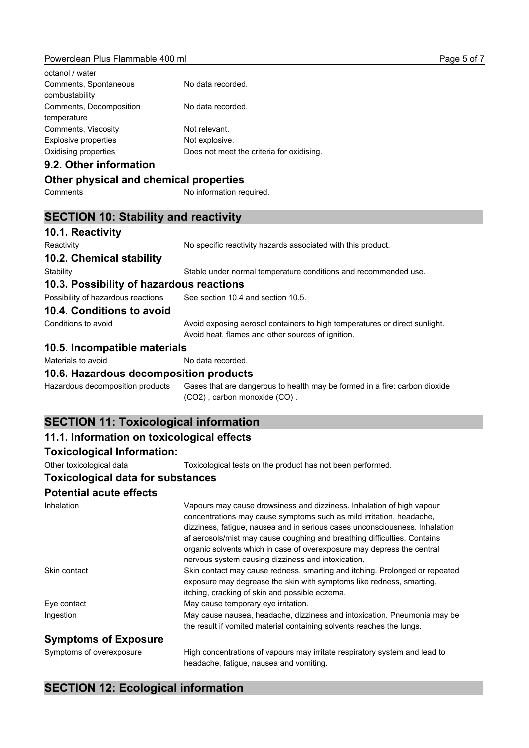| | |
|---|---|
| octanol / water | |
| Comments, Spontaneous combustability | No data recorded. |
| Comments, Decomposition temperature | No data recorded. |
| Comments, Viscosity | Not relevant. |
| Explosive properties | Not explosive. |
| Oxidising properties | Does not meet the criteria for oxidising. |

### 9.2. Other information

### Other physical and chemical properties

| | |
|---|---|
| Comments | No information required. |

## SECTION 10: Stability and reactivity

### 10.1. Reactivity

| | |
|---|---|
| Reactivity | No specific reactivity hazards associated with this product. |

### 10.2. Chemical stability

| | |
|---|---|
| Stability | Stable under normal temperature conditions and recommended use. |

### 10.3. Possibility of hazardous reactions

| | |
|---|---|
| Possibility of hazardous reactions | See section 10.4 and section 10.5. |

### 10.4. Conditions to avoid

| | |
|---|---|
| Conditions to avoid | Avoid exposing aerosol containers to high temperatures or direct sunlight. Avoid heat, flames and other sources of ignition. |

### 10.5. Incompatible materials

| | |
|---|---|
| Materials to avoid | No data recorded. |

### 10.6. Hazardous decomposition products

| | |
|---|---|
| Hazardous decomposition products | Gases that are dangerous to health may be formed in a fire: carbon dioxide ($CO_2$) , carbon monoxide (CO) . |

## SECTION 11: Toxicological information

### 11.1. Information on toxicological effects

### Toxicological Information:

| | |
|---|---|
| Other toxicological data | Toxicological tests on the product has not been performed. |

### Toxicological data for substances

### Potential acute effects

| | |
|---|---|
| Inhalation | Vapours may cause drowsiness and dizziness. Inhalation of high vapour concentrations may cause symptoms such as mild irritation, headache, dizziness, fatigue, nausea and in serious cases unconsciousness. Inhalation af aerosols/mist may cause coughing and breathing difficulties. Contains organic solvents which in case of overexposure may depress the central nervous system causing dizziness and intoxication. |
| Skin contact | Skin contact may cause redness, smarting and itching. Prolonged or repeated exposure may degrease the skin with symptoms like redness, smarting, itching, cracking of skin and possible eczema. |
| Eye contact | May cause temporary eye irritation. |
| Ingestion | May cause nausea, headache, dizziness and intoxication. Pneumonia may be the result if vomited material containing solvents reaches the lungs. |

### Symptoms of Exposure

| | |
|---|---|
| Symptoms of overexposure | High concentrations of vapours may irritate respiratory system and lead to headache, fatigue, nausea and vomiting. |

## SECTION 12: Ecological information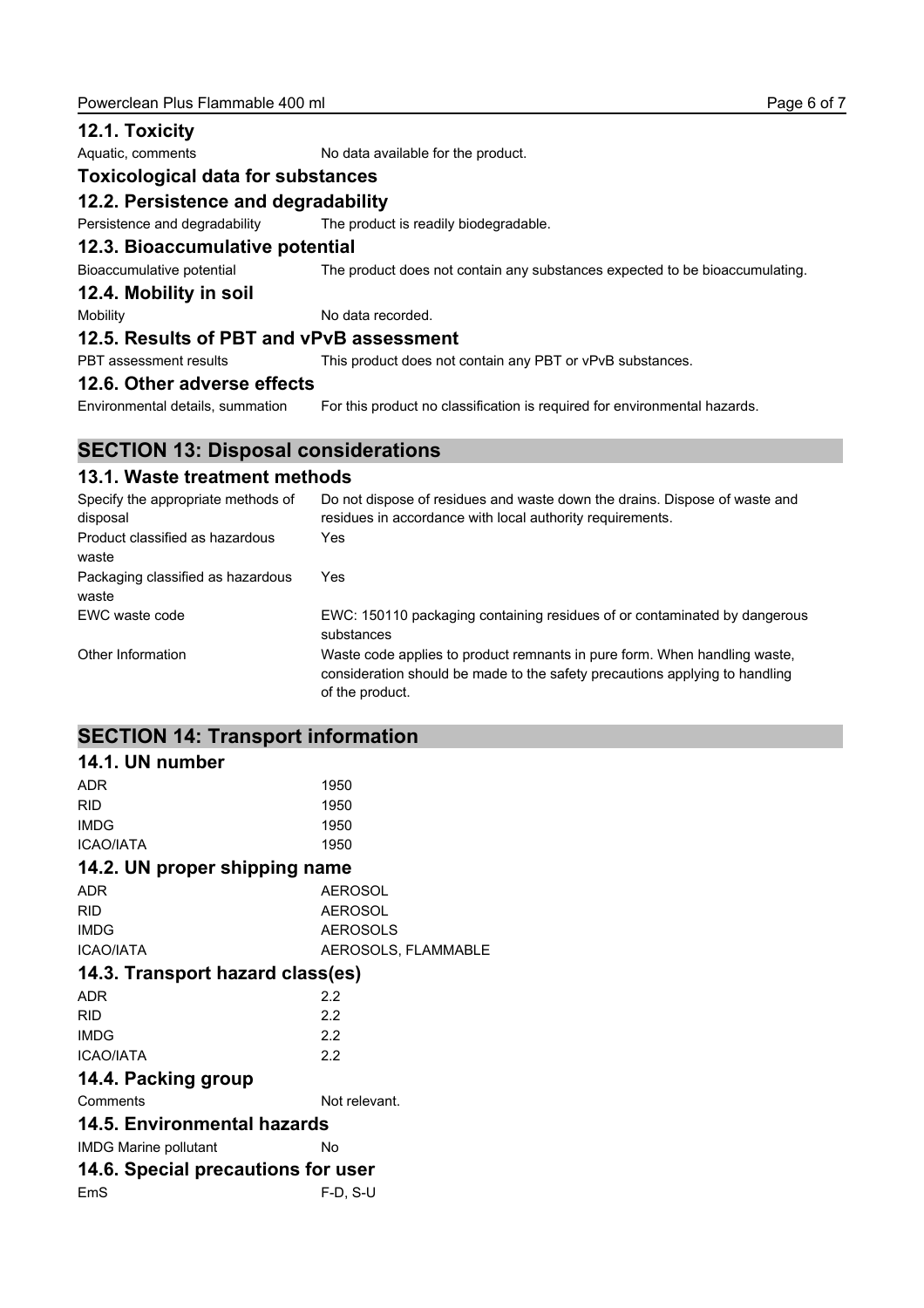### 12.1. Toxicity

| | |
|---|---|
| Aquatic, comments | No data available for the product. |

### Toxicological data for substances

### 12.2. Persistence and degradability

| | |
|---|---|
| Persistence and degradability | The product is readily biodegradable. |

### 12.3. Bioaccumulative potential

| | |
|---|---|
| Bioaccumulative potential | The product does not contain any substances expected to be bioaccumulating. |

### 12.4. Mobility in soil

| | |
|---|---|
| Mobility | No data recorded. |

### 12.5. Results of PBT and vPvB assessment

| | |
|---|---|
| PBT assessment results | This product does not contain any PBT or vPvB substances. |

### 12.6. Other adverse effects

| | |
|---|---|
| Environmental details, summation | For this product no classification is required for environmental hazards. |

## SECTION 13: Disposal considerations

### 13.1. Waste treatment methods

| | |
|---|---|
| Specify the appropriate methods of disposal | Do not dispose of residues and waste down the drains. Dispose of waste and residues in accordance with local authority requirements. |
| Product classified as hazardous waste | Yes |
| Packaging classified as hazardous waste | Yes |
| EWC waste code | EWC: 150110 packaging containing residues of or contaminated by dangerous substances |
| Other Information | Waste code applies to product remnants in pure form. When handling waste, consideration should be made to the safety precautions applying to handling of the product. |

## SECTION 14: Transport information

### 14.1. UN number

| | |
|---|---|
| ADR | 1950 |
| RID | 1950 |
| IMDG | 1950 |
| ICAO/IATA | 1950 |

### 14.2. UN proper shipping name

| | |
|---|---|
| ADR | AEROSOL |
| RID | AEROSOL |
| IMDG | AEROSOLS |
| ICAO/IATA | AEROSOLS, FLAMMABLE |

### 14.3. Transport hazard class(es)

| | |
|---|---|
| ADR | 2.2 |
| RID | 2.2 |
| IMDG | 2.2 |
| ICAO/IATA | 2.2 |

### 14.4. Packing group

| | |
|---|---|
| Comments | Not relevant. |

### 14.5. Environmental hazards

| | |
|---|---|
| IMDG Marine pollutant | No |

### 14.6. Special precautions for user

| | |
|---|---|
| EmS | F-D, S-U |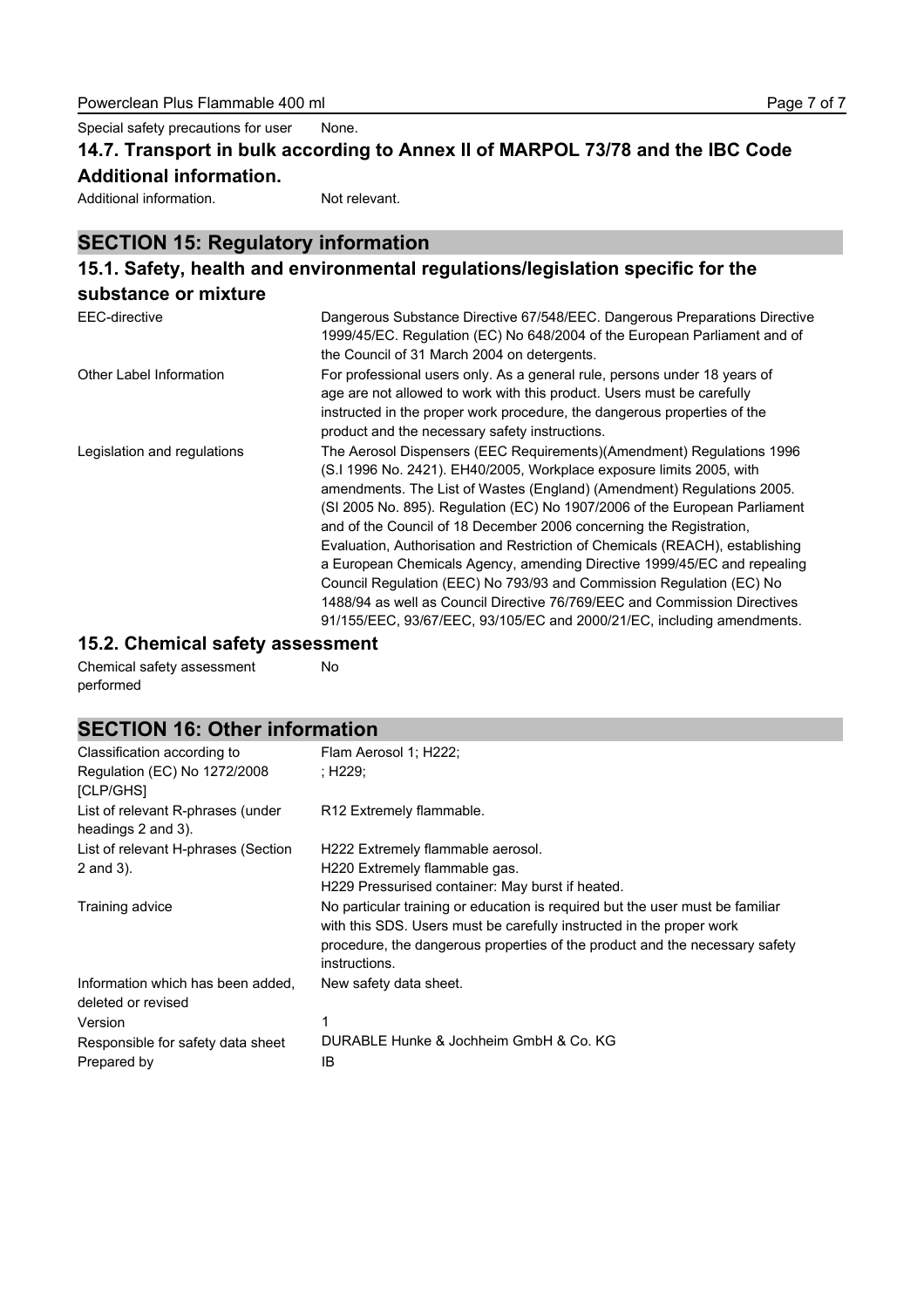| | |
|---|---|
| Special safety precautions for user | None. |

## 14.7. Transport in bulk according to Annex II of MARPOL 73/78 and the IBC Code

## Additional information.

| | |
|---|---|
| Additional information. | Not relevant. |

# SECTION 15: Regulatory information

## 15.1. Safety, health and environmental regulations/legislation specific for the substance or mixture

| | |
|---|---|
| EEC-directive | Dangerous Substance Directive 67/548/EEC. Dangerous Preparations Directive 1999/45/EC. Regulation (EC) No 648/2004 of the European Parliament and of the Council of 31 March 2004 on detergents. |
| Other Label Information | For professional users only. As a general rule, persons under 18 years of age are not allowed to work with this product. Users must be carefully instructed in the proper work procedure, the dangerous properties of the product and the necessary safety instructions. |
| Legislation and regulations | The Aerosol Dispensers (EEC Requirements)(Amendment) Regulations 1996 (S.I 1996 No. 2421). EH40/2005, Workplace exposure limits 2005, with amendments. The List of Wastes (England) (Amendment) Regulations 2005. (SI 2005 No. 895). Regulation (EC) No 1907/2006 of the European Parliament and of the Council of 18 December 2006 concerning the Registration, Evaluation, Authorisation and Restriction of Chemicals (REACH), establishing a European Chemicals Agency, amending Directive 1999/45/EC and repealing Council Regulation (EEC) No 793/93 and Commission Regulation (EC) No 1488/94 as well as Council Directive 76/769/EEC and Commission Directives 91/155/EEC, 93/67/EEC, 93/105/EC and 2000/21/EC, including amendments. |

## 15.2. Chemical safety assessment

| | |
|---|---|
| Chemical safety assessment performed | No |

# SECTION 16: Other information

| | |
|---|---|
| Classification according to Regulation (EC) No 1272/2008 [CLP/GHS] | Flam Aerosol 1; H222;<br>; H229; |
| List of relevant R-phrases (under headings 2 and 3). | R12 Extremely flammable. |
| List of relevant H-phrases (Section 2 and 3). | H222 Extremely flammable aerosol.<br>H220 Extremely flammable gas.<br>H229 Pressurised container: May burst if heated. |
| Training advice | No particular training or education is required but the user must be familiar with this SDS. Users must be carefully instructed in the proper work procedure, the dangerous properties of the product and the necessary safety instructions. |
| Information which has been added, deleted or revised | New safety data sheet. |
| Version | 1 |
| Responsible for safety data sheet | DURABLE Hunke & Jochheim GmbH & Co. KG |
| Prepared by | IB |